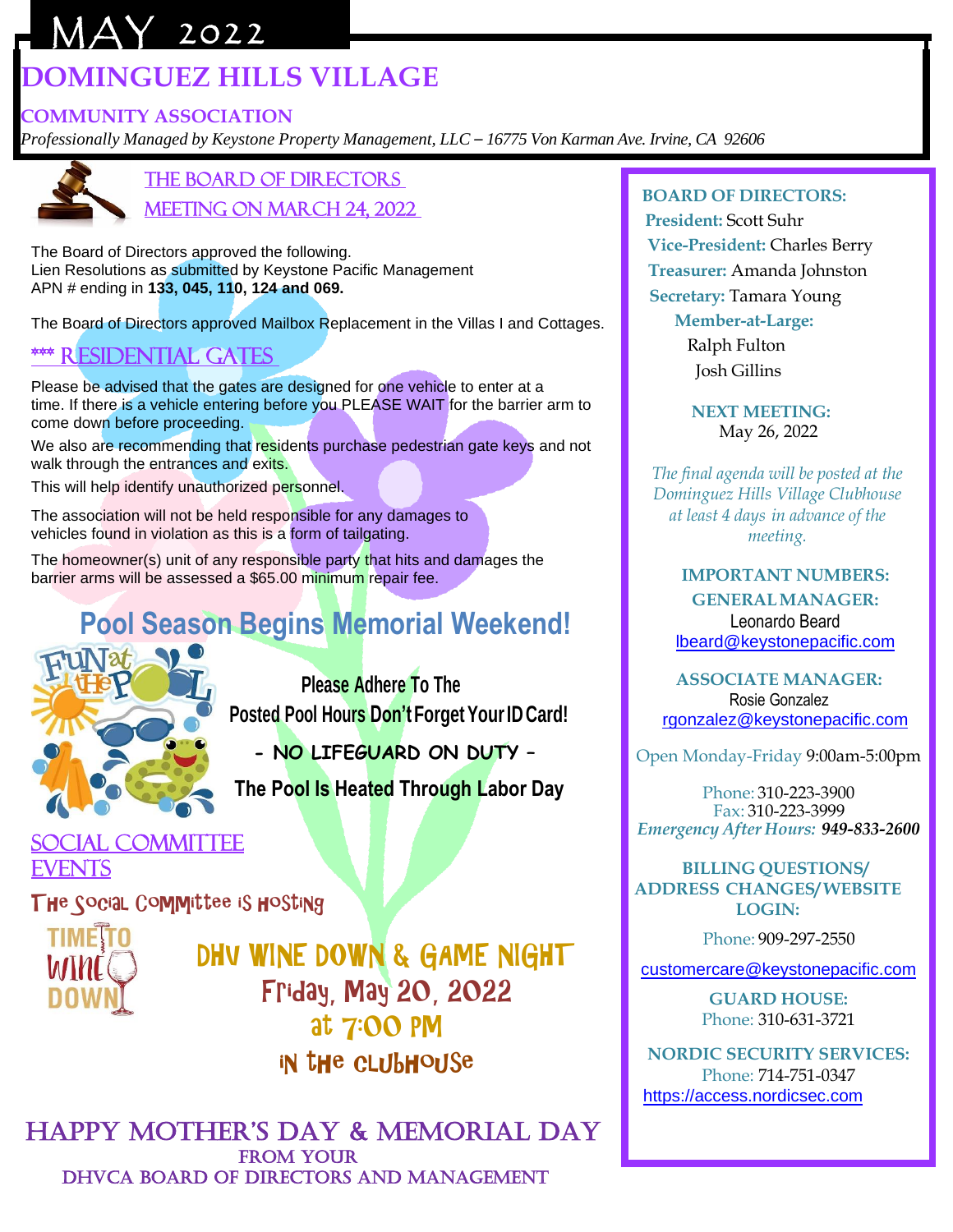# MAY 2022

# DOMINGUEZ HILLS VILLAGE

## COMMUNITY ASSOCIATION

*Professionally Managed by Keystone Property Management, LLC – 16775 Von Karman Ave. Irvine, CA 92606*

## THE BOARD OF DIRECTORS MEETING ON MARCH 24, 2022

The Board of Directors approved the following.
Lien Resolutions as submitted by Keystone Pacific Management
APN # ending in **133, 045, 110, 124 and 069.**

The Board of Directors approved Mailbox Replacement in the Villas I and Cottages.

## **** RESIDENTIAL GATES

Please be advised that the gates are designed for one vehicle to enter at a time. If there is a vehicle entering before you PLEASE WAIT for the barrier arm to come down before proceeding.

We also are recommending that residents purchase pedestrian gate keys and not walk through the entrances and exits.

This will help identify unauthorized personnel.

The association will not be held responsible for any damages to vehicles found in violation as this is a form of tailgating.

The homeowner(s) unit of any responsible party that hits and damages the barrier arms will be assessed a $65.00 minimum repair fee.

## Pool Season Begins Memorial Weekend!

**Please Adhere To The Posted Pool Hours Don't Forget Your ID Card!**

**- NO LIFEGUARD ON DUTY -**

**The Pool Is Heated Through Labor Day**

## SOCIAL COMMITTEE EVENTS

The Social Committee is Hosting

**DHV WINE DOWN & GAME NIGHT**
**Friday, May 20, 2022**
**at 7:00 PM**
**in the clubhouse**

## HAPPY MOTHER'S DAY & MEMORIAL DAY

FROM YOUR
DHVCA BOARD OF DIRECTORS AND MANAGEMENT

**BOARD OF DIRECTORS:**

**President:** Scott Suhr
**Vice-President:** Charles Berry
**Treasurer:** Amanda Johnston
**Secretary:** Tamara Young
**Member-at-Large:**
Ralph Fulton
Josh Gillins

**NEXT MEETING:**
May 26, 2022

*The final agenda will be posted at the Dominguez Hills Village Clubhouse at least 4 days in advance of the meeting.*

**IMPORTANT NUMBERS:**

**GENERAL MANAGER:**
Leonardo Beard
lbeard@keystonepacific.com

**ASSOCIATE MANAGER:**
Rosie Gonzalez
rgonzalez@keystonepacific.com

Open Monday-Friday 9:00am-5:00pm

Phone: 310-223-3900
Fax: 310-223-3999
*Emergency After Hours:* ***949-833-2600***

**BILLING QUESTIONS/ ADDRESS CHANGES/ WEBSITE LOGIN:**

Phone: 909-297-2550

customercare@keystonepacific.com

**GUARD HOUSE:**
Phone: 310-631-3721

**NORDIC SECURITY SERVICES:**
Phone: 714-751-0347
https://access.nordicsec.com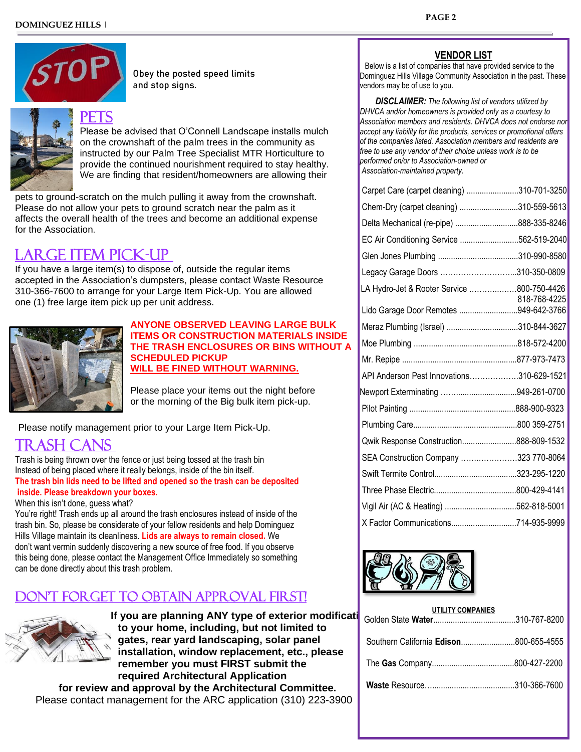Obey the posted speed limits and stop signs.

## PETS

Please be advised that O'Connell Landscape installs mulch on the crownshaft of the palm trees in the community as instructed by our Palm Tree Specialist MTR Horticulture to provide the continued nourishment required to stay healthy. We are finding that resident/homeowners are allowing their pets to ground-scratch on the mulch pulling it away from the crownshaft. Please do not allow your pets to ground scratch near the palm as it affects the overall health of the trees and become an additional expense for the Association.

## LARGE ITEM PICK-UP

If you have a large item(s) to dispose of, outside the regular items accepted in the Association's dumpsters, please contact Waste Resource 310-366-7600 to arrange for your Large Item Pick-Up. You are allowed one (1) free large item pick up per unit address.

**ANYONE OBSERVED LEAVING LARGE BULK ITEMS OR CONSTRUCTION MATERIALS INSIDE THE TRASH ENCLOSURES OR BINS WITHOUT A SCHEDULED PICKUP WILL BE FINED WITHOUT WARNING.**

Please place your items out the night before or the morning of the Big bulk item pick-up.

Please notify management prior to your Large Item Pick-Up.

## TRASH CANS

Trash is being thrown over the fence or just being tossed at the trash bin Instead of being placed where it really belongs, inside of the bin itself.

**The trash bin lids need to be lifted and opened so the trash can be deposited inside. Please breakdown your boxes.**

When this isn't done, guess what?

You're right! Trash ends up all around the trash enclosures instead of inside of the trash bin. So, please be considerate of your fellow residents and help Dominguez Hills Village maintain its cleanliness. **Lids are always to remain closed.** We don't want vermin suddenly discovering a new source of free food. If you observe this being done, please contact the Management Office Immediately so something can be done directly about this trash problem.

## DON'T FORGET TO OBTAIN APPROVAL FIRST!

**If you are planning ANY type of exterior modification to your home, including, but not limited to gates, rear yard landscaping, solar panel installation, window replacement, etc., please remember you must FIRST submit the required Architectural Application for review and approval by the Architectural Committee.**

Please contact management for the ARC application (310) 223-3900

## VENDOR LIST

Below is a list of companies that have provided service to the Dominguez Hills Village Community Association in the past. These vendors may be of use to you.

***DISCLAIMER:*** *The following list of vendors utilized by DHVCA and/or homeowners is provided only as a courtesy to Association members and residents. DHVCA does not endorse nor accept any liability for the products, services or promotional offers of the companies listed. Association members and residents are free to use any vendor of their choice unless work is to be performed on/or to Association-owned or Association-maintained property.*

| | |
|---|---|
| Carpet Care (carpet cleaning) | 310-701-3250 |
| Chem-Dry (carpet cleaning) | 310-559-5613 |
| Delta Mechanical (re-pipe) | 888-335-8246 |
| EC Air Conditioning Service | 562-519-2040 |
| Glen Jones Plumbing | 310-990-8580 |
| Legacy Garage Doors | 310-350-0809 |
| LA Hydro-Jet & Rooter Service | 800-750-4426 818-768-4225 |
| Lido Garage Door Remotes | 949-642-3766 |
| Meraz Plumbing (Israel) | 310-844-3627 |
| Moe Plumbing | 818-572-4200 |
| Mr. Repipe | 877-973-7473 |
| API Anderson Pest Innovations | 310-629-1521 |
| Newport Exterminating | 949-261-0700 |
| Pilot Painting | 888-900-9323 |
| Plumbing Care | 800 359-2751 |
| Qwik Response Construction | 888-809-1532 |
| SEA Construction Company | 323 770-8064 |
| Swift Termite Control | 323-295-1220 |
| Three Phase Electric | 800-429-4141 |
| Vigil Air (AC & Heating) | 562-818-5001 |
| X Factor Communications | 714-935-9999 |

### UTILITY COMPANIES

| | |
|---|---|
| Golden State **Water** | 310-767-8200 |
| Southern California **Edison** | 800-655-4555 |
| The **Gas** Company | 800-427-2200 |
| **Waste** Resource | 310-366-7600 |